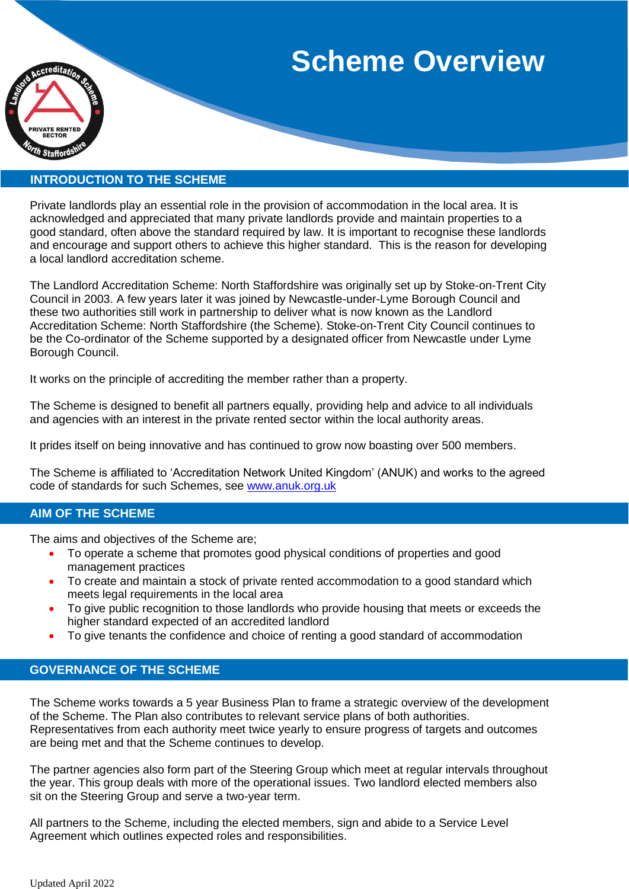# Scheme Overview

## INTRODUCTION TO THE SCHEME

Private landlords play an essential role in the provision of accommodation in the local area. It is acknowledged and appreciated that many private landlords provide and maintain properties to a good standard, often above the standard required by law. It is important to recognise these landlords and encourage and support others to achieve this higher standard. This is the reason for developing a local landlord accreditation scheme.

The Landlord Accreditation Scheme: North Staffordshire was originally set up by Stoke-on-Trent City Council in 2003. A few years later it was joined by Newcastle-under-Lyme Borough Council and these two authorities still work in partnership to deliver what is now known as the Landlord Accreditation Scheme: North Staffordshire (the Scheme). Stoke-on-Trent City Council continues to be the Co-ordinator of the Scheme supported by a designated officer from Newcastle under Lyme Borough Council.

It works on the principle of accrediting the member rather than a property.

The Scheme is designed to benefit all partners equally, providing help and advice to all individuals and agencies with an interest in the private rented sector within the local authority areas.

It prides itself on being innovative and has continued to grow now boasting over 500 members.

The Scheme is affiliated to 'Accreditation Network United Kingdom' (ANUK) and works to the agreed code of standards for such Schemes, see [www.anuk.org.uk](http://www.anuk.org.uk)

## AIM OF THE SCHEME

The aims and objectives of the Scheme are;

- To operate a scheme that promotes good physical conditions of properties and good management practices
- To create and maintain a stock of private rented accommodation to a good standard which meets legal requirements in the local area
- To give public recognition to those landlords who provide housing that meets or exceeds the higher standard expected of an accredited landlord
- To give tenants the confidence and choice of renting a good standard of accommodation

## GOVERNANCE OF THE SCHEME

The Scheme works towards a 5 year Business Plan to frame a strategic overview of the development of the Scheme. The Plan also contributes to relevant service plans of both authorities. Representatives from each authority meet twice yearly to ensure progress of targets and outcomes are being met and that the Scheme continues to develop.

The partner agencies also form part of the Steering Group which meet at regular intervals throughout the year. This group deals with more of the operational issues. Two landlord elected members also sit on the Steering Group and serve a two-year term.

All partners to the Scheme, including the elected members, sign and abide to a Service Level Agreement which outlines expected roles and responsibilities.

Updated April 2022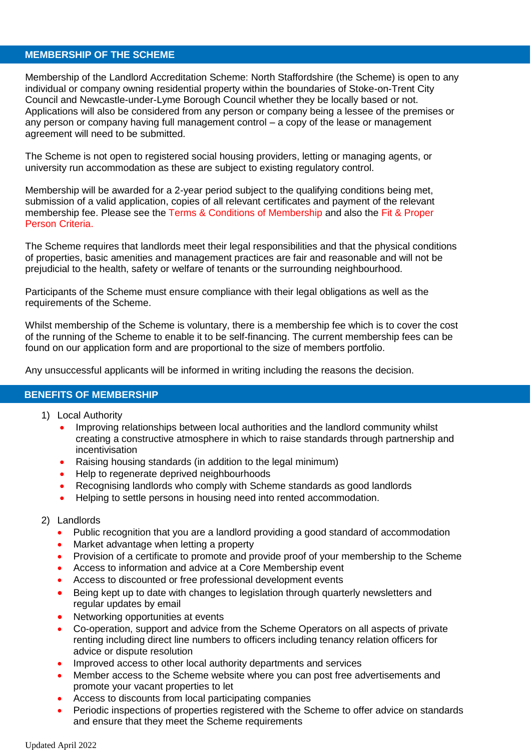## MEMBERSHIP OF THE SCHEME

Membership of the Landlord Accreditation Scheme: North Staffordshire (the Scheme) is open to any individual or company owning residential property within the boundaries of Stoke-on-Trent City Council and Newcastle-under-Lyme Borough Council whether they be locally based or not. Applications will also be considered from any person or company being a lessee of the premises or any person or company having full management control – a copy of the lease or management agreement will need to be submitted.

The Scheme is not open to registered social housing providers, letting or managing agents, or university run accommodation as these are subject to existing regulatory control.

Membership will be awarded for a 2-year period subject to the qualifying conditions being met, submission of a valid application, copies of all relevant certificates and payment of the relevant membership fee. Please see the Terms & Conditions of Membership and also the Fit & Proper Person Criteria.

The Scheme requires that landlords meet their legal responsibilities and that the physical conditions of properties, basic amenities and management practices are fair and reasonable and will not be prejudicial to the health, safety or welfare of tenants or the surrounding neighbourhood.

Participants of the Scheme must ensure compliance with their legal obligations as well as the requirements of the Scheme.

Whilst membership of the Scheme is voluntary, there is a membership fee which is to cover the cost of the running of the Scheme to enable it to be self-financing. The current membership fees can be found on our application form and are proportional to the size of members portfolio.

Any unsuccessful applicants will be informed in writing including the reasons the decision.

## BENEFITS OF MEMBERSHIP

1) Local Authority
   - Improving relationships between local authorities and the landlord community whilst creating a constructive atmosphere in which to raise standards through partnership and incentivisation
   - Raising housing standards (in addition to the legal minimum)
   - Help to regenerate deprived neighbourhoods
   - Recognising landlords who comply with Scheme standards as good landlords
   - Helping to settle persons in housing need into rented accommodation.

2) Landlords
   - Public recognition that you are a landlord providing a good standard of accommodation
   - Market advantage when letting a property
   - Provision of a certificate to promote and provide proof of your membership to the Scheme
   - Access to information and advice at a Core Membership event
   - Access to discounted or free professional development events
   - Being kept up to date with changes to legislation through quarterly newsletters and regular updates by email
   - Networking opportunities at events
   - Co-operation, support and advice from the Scheme Operators on all aspects of private renting including direct line numbers to officers including tenancy relation officers for advice or dispute resolution
   - Improved access to other local authority departments and services
   - Member access to the Scheme website where you can post free advertisements and promote your vacant properties to let
   - Access to discounts from local participating companies
   - Periodic inspections of properties registered with the Scheme to offer advice on standards and ensure that they meet the Scheme requirements

Updated April 2022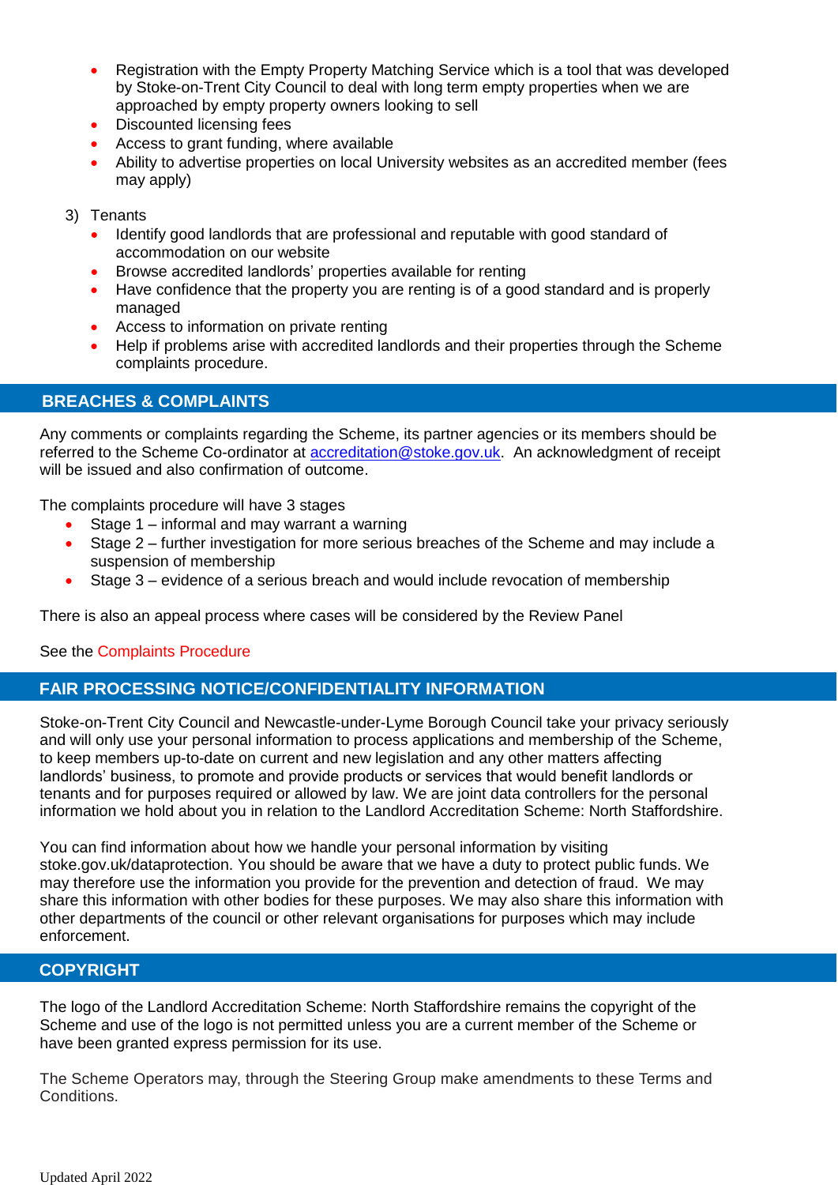- Registration with the Empty Property Matching Service which is a tool that was developed by Stoke-on-Trent City Council to deal with long term empty properties when we are approached by empty property owners looking to sell
- Discounted licensing fees
- Access to grant funding, where available
- Ability to advertise properties on local University websites as an accredited member (fees may apply)

3) Tenants
   - Identify good landlords that are professional and reputable with good standard of accommodation on our website
   - Browse accredited landlords' properties available for renting
   - Have confidence that the property you are renting is of a good standard and is properly managed
   - Access to information on private renting
   - Help if problems arise with accredited landlords and their properties through the Scheme complaints procedure.

## BREACHES & COMPLAINTS

Any comments or complaints regarding the Scheme, its partner agencies or its members should be referred to the Scheme Co-ordinator at accreditation@stoke.gov.uk. An acknowledgment of receipt will be issued and also confirmation of outcome.

The complaints procedure will have 3 stages

- Stage 1 – informal and may warrant a warning
- Stage 2 – further investigation for more serious breaches of the Scheme and may include a suspension of membership
- Stage 3 – evidence of a serious breach and would include revocation of membership

There is also an appeal process where cases will be considered by the Review Panel

See the Complaints Procedure

## FAIR PROCESSING NOTICE/CONFIDENTIALITY INFORMATION

Stoke-on-Trent City Council and Newcastle-under-Lyme Borough Council take your privacy seriously and will only use your personal information to process applications and membership of the Scheme, to keep members up-to-date on current and new legislation and any other matters affecting landlords' business, to promote and provide products or services that would benefit landlords or tenants and for purposes required or allowed by law. We are joint data controllers for the personal information we hold about you in relation to the Landlord Accreditation Scheme: North Staffordshire.

You can find information about how we handle your personal information by visiting stoke.gov.uk/dataprotection. You should be aware that we have a duty to protect public funds. We may therefore use the information you provide for the prevention and detection of fraud. We may share this information with other bodies for these purposes. We may also share this information with other departments of the council or other relevant organisations for purposes which may include enforcement.

## COPYRIGHT

The logo of the Landlord Accreditation Scheme: North Staffordshire remains the copyright of the Scheme and use of the logo is not permitted unless you are a current member of the Scheme or have been granted express permission for its use.

The Scheme Operators may, through the Steering Group make amendments to these Terms and Conditions.

Updated April 2022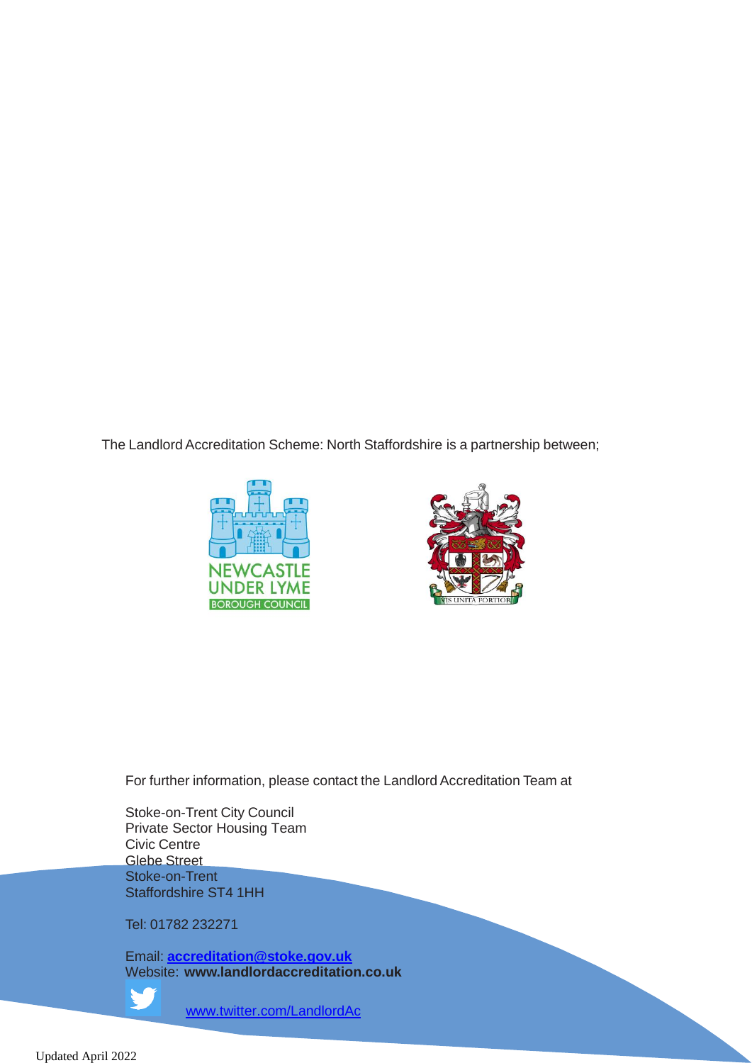The Landlord Accreditation Scheme: North Staffordshire is a partnership between;

NEWCASTLE UNDER LYME BOROUGH COUNCIL

For further information, please contact the Landlord Accreditation Team at

Stoke-on-Trent City Council
Private Sector Housing Team
Civic Centre
Glebe Street
Stoke-on-Trent
Staffordshire ST4 1HH

Tel: 01782 232271

Email: **accreditation@stoke.gov.uk**
Website: **www.landlordaccreditation.co.uk**

www.twitter.com/LandlordAc

Updated April 2022